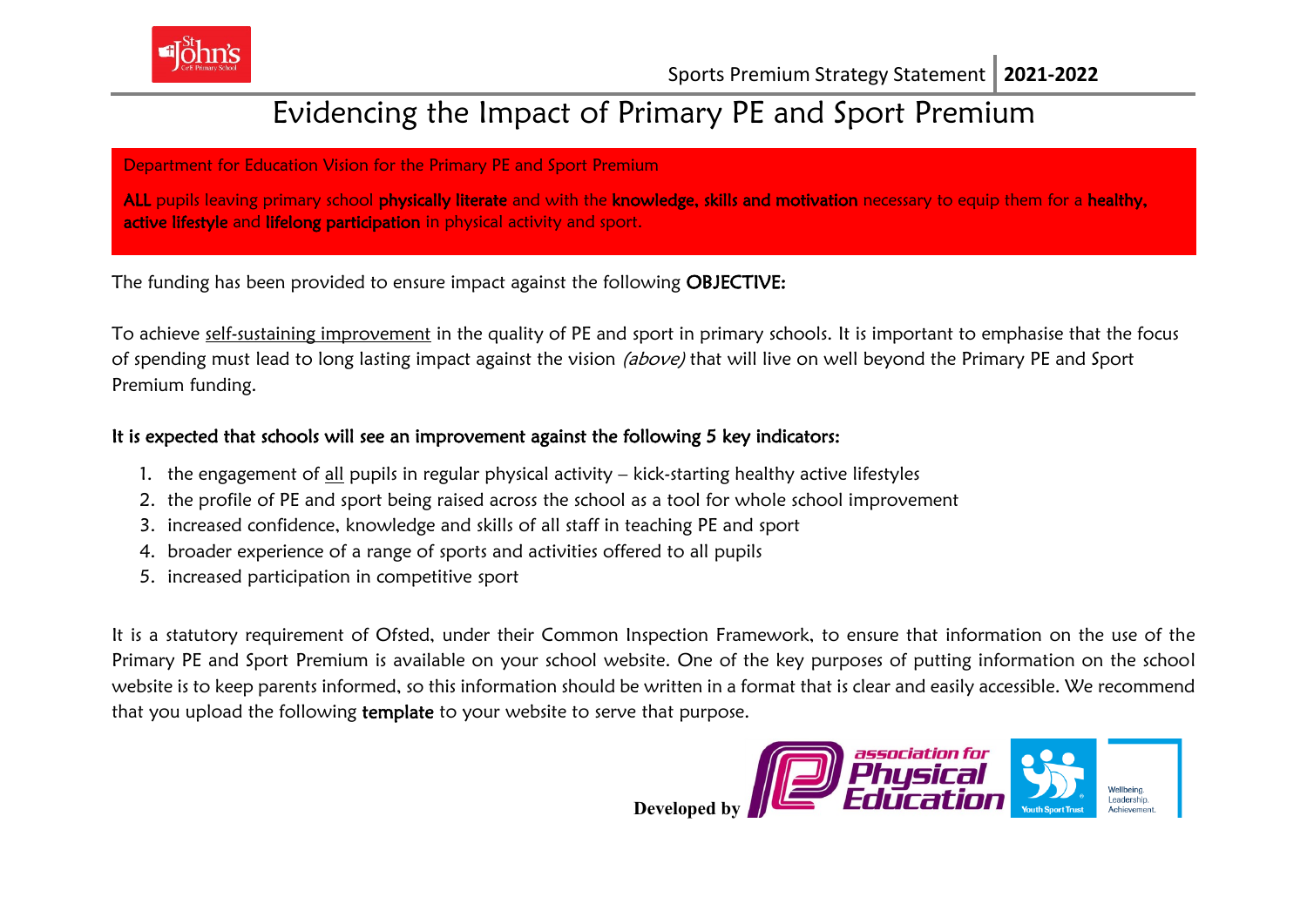Sports Premium Strategy Statement **2021-2022**

# Evidencing the Impact of Primary PE and Sport Premium

Department for Education Vision for the Primary PE and Sport Premium

**ALL** pupils leaving primary school **physically literate** and with the **knowledge, skills and motivation** necessary to equip them for a **healthy, active lifestyle** and **lifelong participation** in physical activity and sport.

The funding has been provided to ensure impact against the following **OBJECTIVE:**

To achieve self-sustaining improvement in the quality of PE and sport in primary schools. It is important to emphasise that the focus of spending must lead to long lasting impact against the vision *(above)* that will live on well beyond the Primary PE and Sport Premium funding.

**It is expected that schools will see an improvement against the following 5 key indicators:**

1. the engagement of all pupils in regular physical activity – kick-starting healthy active lifestyles
2. the profile of PE and sport being raised across the school as a tool for whole school improvement
3. increased confidence, knowledge and skills of all staff in teaching PE and sport
4. broader experience of a range of sports and activities offered to all pupils
5. increased participation in competitive sport

It is a statutory requirement of Ofsted, under their Common Inspection Framework, to ensure that information on the use of the Primary PE and Sport Premium is available on your school website. One of the key purposes of putting information on the school website is to keep parents informed, so this information should be written in a format that is clear and easily accessible. We recommend that you upload the following **template** to your website to serve that purpose.

**Developed by** association for Physical Education, Youth Sport Trust – Wellbeing. Leadership. Achievement.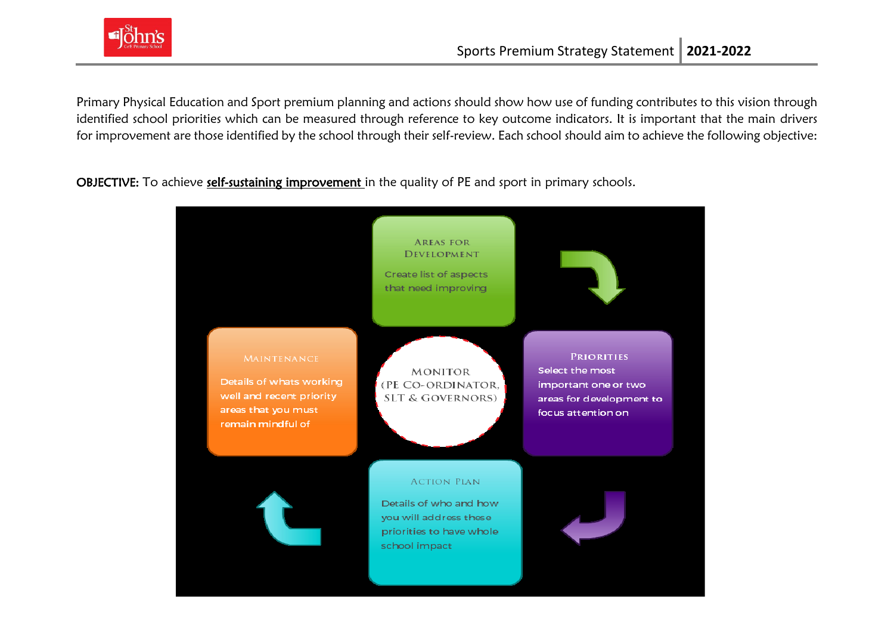Primary Physical Education and Sport premium planning and actions should show how use of funding contributes to this vision through identified school priorities which can be measured through reference to key outcome indicators. It is important that the main drivers for improvement are those identified by the school through their self-review. Each school should aim to achieve the following objective:

**OBJECTIVE:** To achieve **self-sustaining improvement** in the quality of PE and sport in primary schools.

AREAS FOR DEVELOPMENT

Create list of aspects that need improving

PRIORITIES

Select the most important one or two areas for development to focus attention on

ACTION PLAN

Details of who and how you will address those priorities to have whole school impact

MAINTENANCE

Details of whats working well and recent priority areas that you must remain mindful of

MONITOR (PE CO-ORDINATOR, SLT & GOVERNORS)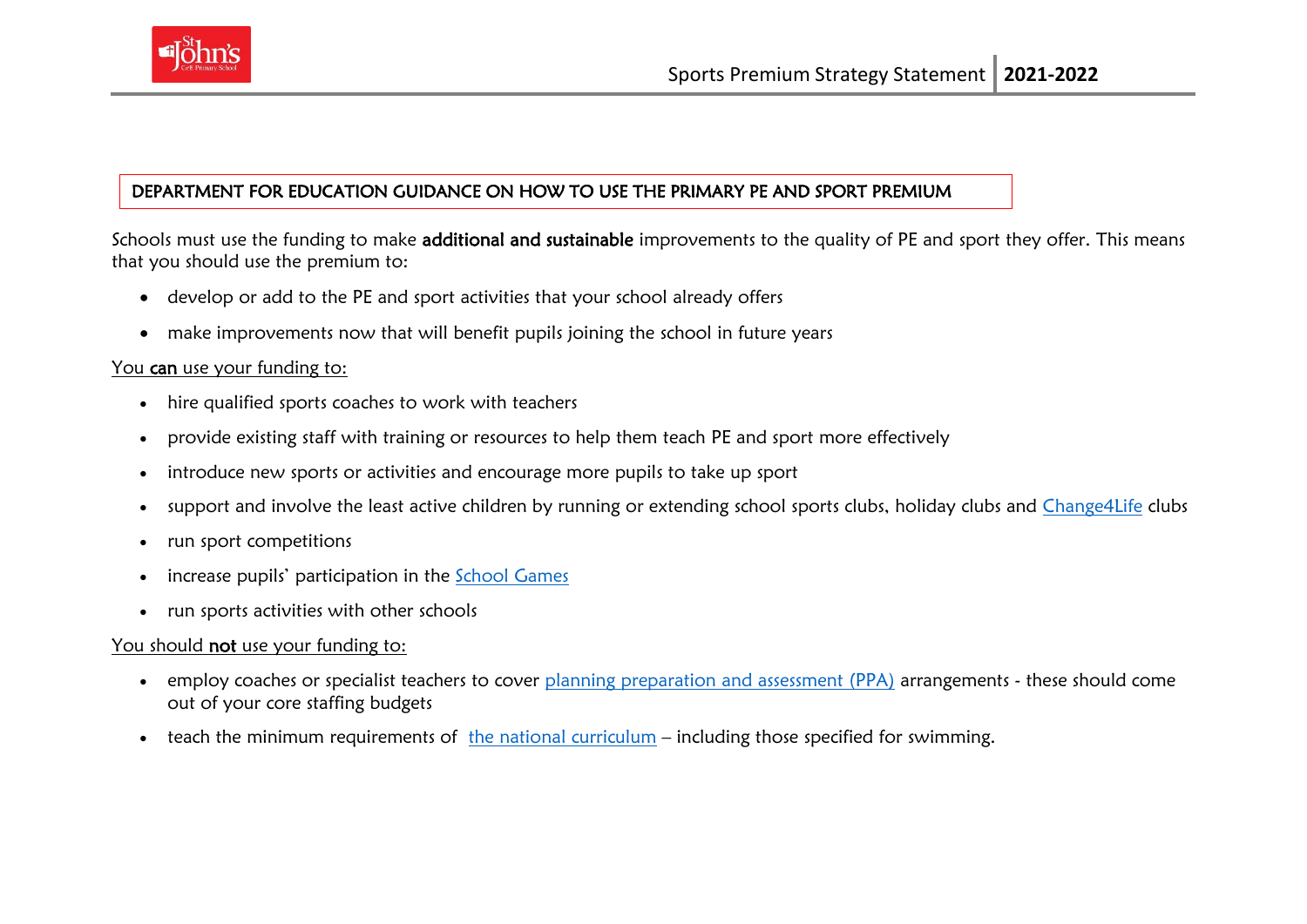## DEPARTMENT FOR EDUCATION GUIDANCE ON HOW TO USE THE PRIMARY PE AND SPORT PREMIUM

Schools must use the funding to make **additional and sustainable** improvements to the quality of PE and sport they offer. This means that you should use the premium to:

- develop or add to the PE and sport activities that your school already offers
- make improvements now that will benefit pupils joining the school in future years

You **can** use your funding to:

- hire qualified sports coaches to work with teachers
- provide existing staff with training or resources to help them teach PE and sport more effectively
- introduce new sports or activities and encourage more pupils to take up sport
- support and involve the least active children by running or extending school sports clubs, holiday clubs and Change4Life clubs
- run sport competitions
- increase pupils' participation in the School Games
- run sports activities with other schools

You should **not** use your funding to:

- employ coaches or specialist teachers to cover planning preparation and assessment (PPA) arrangements - these should come out of your core staffing budgets
- teach the minimum requirements of the national curriculum – including those specified for swimming.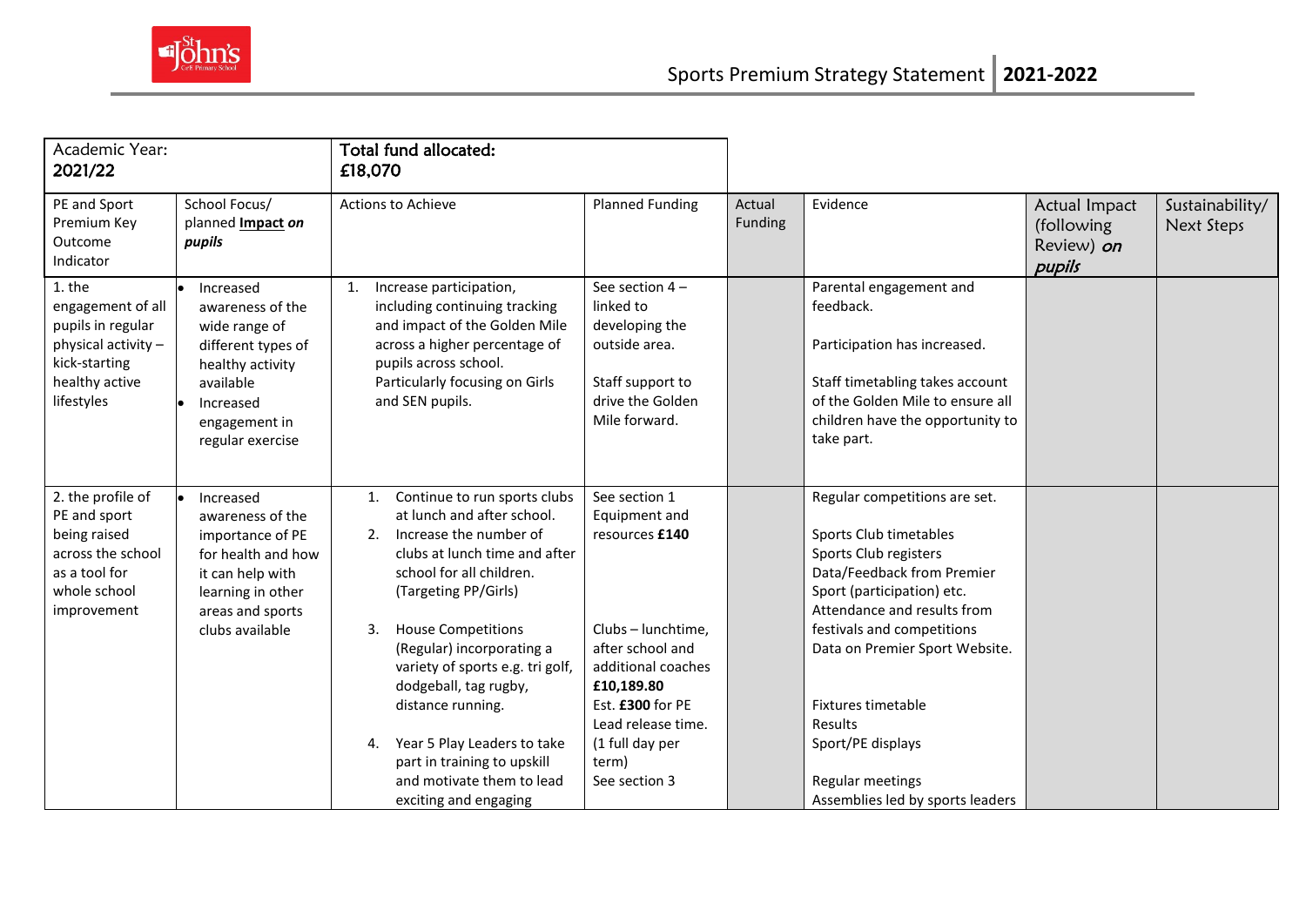Sports Premium Strategy Statement | **2021-2022**

| Academic Year: 2021/22 | | Total fund allocated: £18,070 | | | | | |
|---|---|---|---|---|---|---|---|
| PE and Sport Premium Key Outcome Indicator | School Focus/ planned **Impact *on pupils*** | Actions to Achieve | Planned Funding | Actual Funding | Evidence | Actual Impact (following Review) *on pupils* | Sustainability/ Next Steps |
| 1. the engagement of all pupils in regular physical activity – kick-starting healthy active lifestyles | • Increased awareness of the wide range of different types of healthy activity available<br>• Increased engagement in regular exercise | 1. Increase participation, including continuing tracking and impact of the Golden Mile across a higher percentage of pupils across school. Particularly focusing on Girls and SEN pupils. | See section 4 – linked to developing the outside area.<br><br>Staff support to drive the Golden Mile forward. | | Parental engagement and feedback.<br><br>Participation has increased.<br><br>Staff timetabling takes account of the Golden Mile to ensure all children have the opportunity to take part. | | |
| 2. the profile of PE and sport being raised across the school as a tool for whole school improvement | • Increased awareness of the importance of PE for health and how it can help with learning in other areas and sports clubs available | 1. Continue to run sports clubs at lunch and after school.<br>2. Increase the number of clubs at lunch time and after school for all children. (Targeting PP/Girls)<br><br>3. House Competitions (Regular) incorporating a variety of sports e.g. tri golf, dodgeball, tag rugby, distance running.<br><br>4. Year 5 Play Leaders to take part in training to upskill and motivate them to lead exciting and engaging | See section 1 Equipment and resources **£140**<br><br>Clubs – lunchtime, after school and additional coaches **£10,189.80**<br>Est. **£300** for PE Lead release time. (1 full day per term)<br>See section 3 | | Regular competitions are set.<br><br>Sports Club timetables<br>Sports Club registers<br>Data/Feedback from Premier Sport (participation) etc.<br>Attendance and results from festivals and competitions<br>Data on Premier Sport Website.<br><br>Fixtures timetable<br>Results<br>Sport/PE displays<br><br>Regular meetings<br>Assemblies led by sports leaders | | |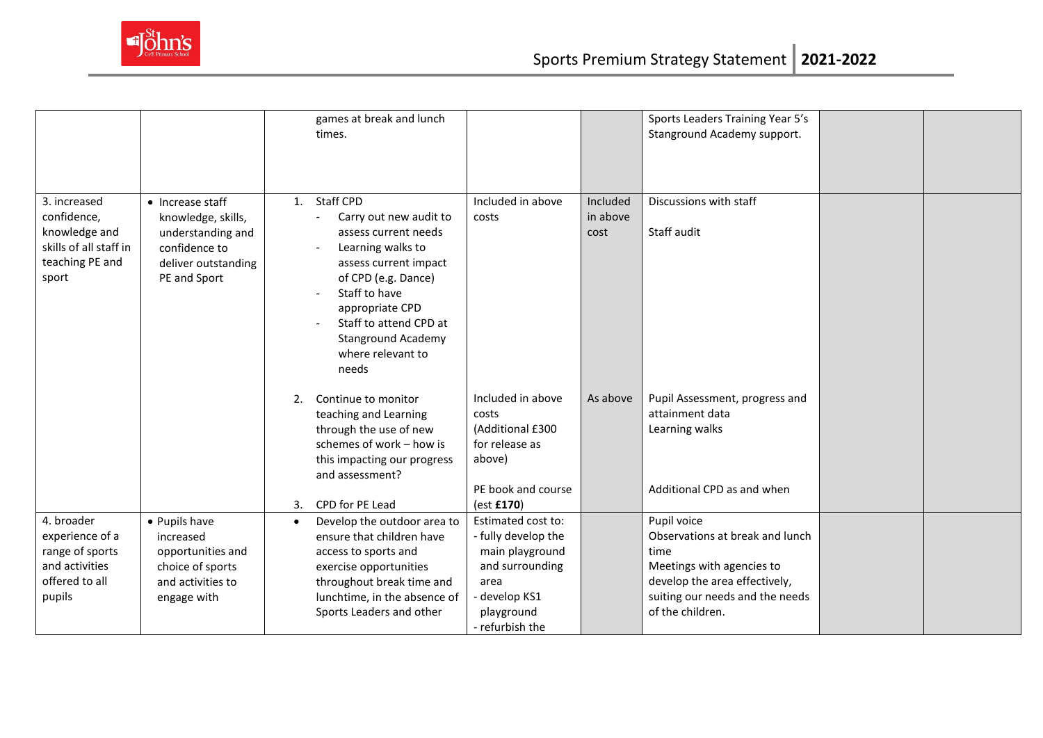| | | | | | | | |
|---|---|---|---|---|---|---|---|
| | | games at break and lunch times. | | | Sports Leaders Training Year 5's Stanground Academy support. | | |
| 3. increased confidence, knowledge and skills of all staff in teaching PE and sport | • Increase staff knowledge, skills, understanding and confidence to deliver outstanding PE and Sport | 1. Staff CPD<br>- Carry out new audit to assess current needs<br>- Learning walks to assess current impact of CPD (e.g. Dance)<br>- Staff to have appropriate CPD<br>- Staff to attend CPD at Stanground Academy where relevant to needs<br><br>2. Continue to monitor teaching and Learning through the use of new schemes of work – how is this impacting our progress and assessment?<br><br>3. CPD for PE Lead | Included in above costs<br><br>Included in above costs (Additional £300 for release as above)<br><br>PE book and course (est **£170**) | Included in above cost<br><br>As above | Discussions with staff<br><br>Staff audit<br><br>Pupil Assessment, progress and attainment data<br>Learning walks<br><br>Additional CPD as and when | | |
| 4. broader experience of a range of sports and activities offered to all pupils | • Pupils have increased opportunities and choice of sports and activities to engage with | • Develop the outdoor area to ensure that children have access to sports and exercise opportunities throughout break time and lunchtime, in the absence of Sports Leaders and other | Estimated cost to:<br>- fully develop the main playground and surrounding area<br>- develop KS1 playground<br>- refurbish the | | Pupil voice<br>Observations at break and lunch time<br>Meetings with agencies to develop the area effectively, suiting our needs and the needs of the children. | | |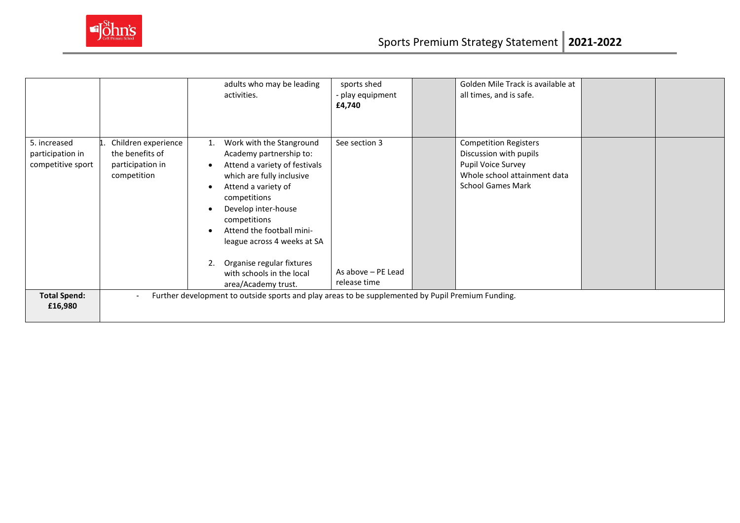| | | | | | | | |
|---|---|---|---|---|---|---|---|
| | | adults who may be leading activities. | sports shed<br>- play equipment<br>**£4,740** | | Golden Mile Track is available at all times, and is safe. | | |
| 5. increased participation in competitive sport | 1. Children experience the benefits of participation in competition | 1. Work with the Stanground Academy partnership to:<br>• Attend a variety of festivals which are fully inclusive<br>• Attend a variety of competitions<br>• Develop inter-house competitions<br>• Attend the football mini-league across 4 weeks at SA<br><br>2. Organise regular fixtures with schools in the local area/Academy trust. | See section 3<br><br><br><br><br><br><br>As above – PE Lead release time | | Competition Registers<br>Discussion with pupils<br>Pupil Voice Survey<br>Whole school attainment data<br>School Games Mark | | |
| **Total Spend: £16,980** | - Further development to outside sports and play areas to be supplemented by Pupil Premium Funding. | | | | | | |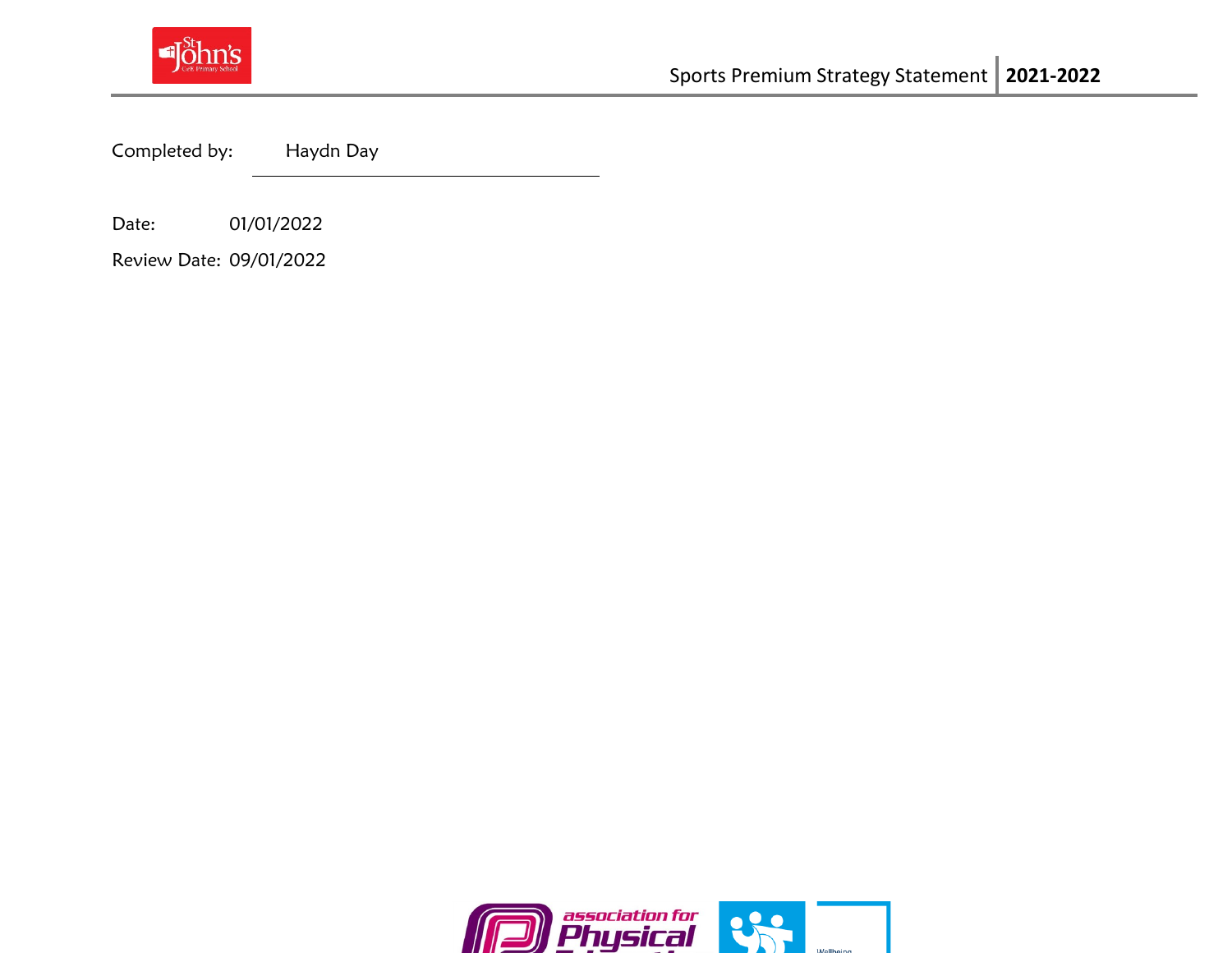Completed by: Haydn Day

Date: 01/01/2022

Review Date: 09/01/2022